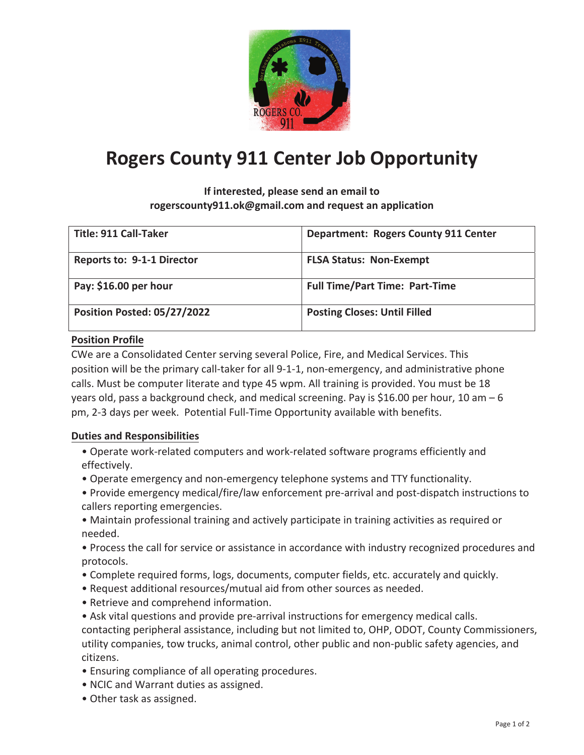# Rogers County 911 Center Job Opportunity

**If interested, please send an email to rogerscounty911.ok@gmail.com and request an application**

| **Title: 911 Call-Taker** | **Department: Rogers County 911 Center** |
|---|---|
| **Reports to: 9-1-1 Director** | **FLSA Status: Non-Exempt** |
| **Pay: $16.00 per hour** | **Full Time/Part Time: Part-Time** |
| **Position Posted: 05/27/2022** | **Posting Closes: Until Filled** |

## Position Profile

CWe are a Consolidated Center serving several Police, Fire, and Medical Services. This position will be the primary call-taker for all 9-1-1, non-emergency, and administrative phone calls. Must be computer literate and type 45 wpm. All training is provided. You must be 18 years old, pass a background check, and medical screening. Pay is $16.00 per hour, 10 am – 6 pm, 2-3 days per week. Potential Full-Time Opportunity available with benefits.

## Duties and Responsibilities

- Operate work-related computers and work-related software programs efficiently and effectively.
- Operate emergency and non-emergency telephone systems and TTY functionality.
- Provide emergency medical/fire/law enforcement pre-arrival and post-dispatch instructions to callers reporting emergencies.
- Maintain professional training and actively participate in training activities as required or needed.
- Process the call for service or assistance in accordance with industry recognized procedures and protocols.
- Complete required forms, logs, documents, computer fields, etc. accurately and quickly.
- Request additional resources/mutual aid from other sources as needed.
- Retrieve and comprehend information.
- Ask vital questions and provide pre-arrival instructions for emergency medical calls. contacting peripheral assistance, including but not limited to, OHP, ODOT, County Commissioners, utility companies, tow trucks, animal control, other public and non-public safety agencies, and citizens.
- Ensuring compliance of all operating procedures.
- NCIC and Warrant duties as assigned.
- Other task as assigned.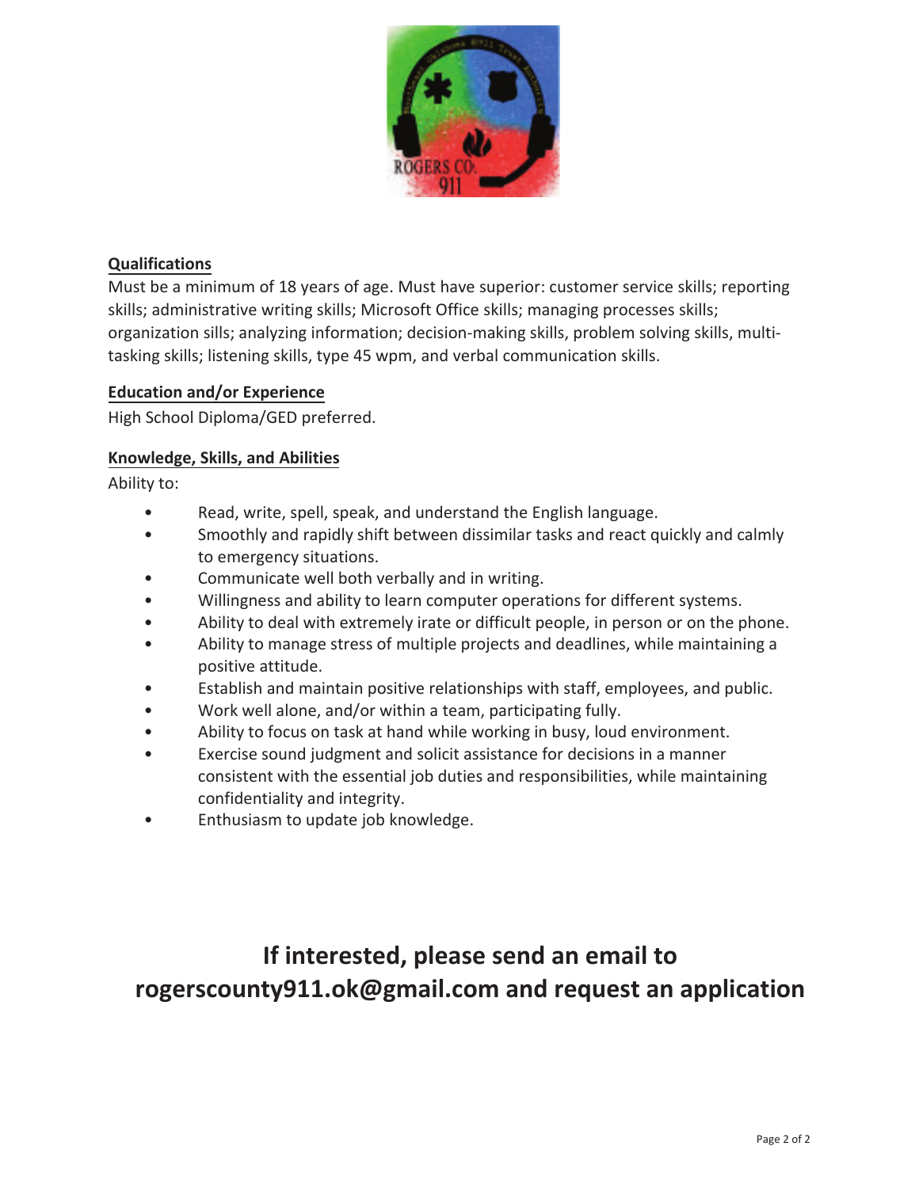## Qualifications

Must be a minimum of 18 years of age. Must have superior: customer service skills; reporting skills; administrative writing skills; Microsoft Office skills; managing processes skills; organization sills; analyzing information; decision-making skills, problem solving skills, multi-tasking skills; listening skills, type 45 wpm, and verbal communication skills.

## Education and/or Experience

High School Diploma/GED preferred.

## Knowledge, Skills, and Abilities

Ability to:

- Read, write, spell, speak, and understand the English language.
- Smoothly and rapidly shift between dissimilar tasks and react quickly and calmly to emergency situations.
- Communicate well both verbally and in writing.
- Willingness and ability to learn computer operations for different systems.
- Ability to deal with extremely irate or difficult people, in person or on the phone.
- Ability to manage stress of multiple projects and deadlines, while maintaining a positive attitude.
- Establish and maintain positive relationships with staff, employees, and public.
- Work well alone, and/or within a team, participating fully.
- Ability to focus on task at hand while working in busy, loud environment.
- Exercise sound judgment and solicit assistance for decisions in a manner consistent with the essential job duties and responsibilities, while maintaining confidentiality and integrity.
- Enthusiasm to update job knowledge.

# If interested, please send an email to rogerscounty911.ok@gmail.com and request an application